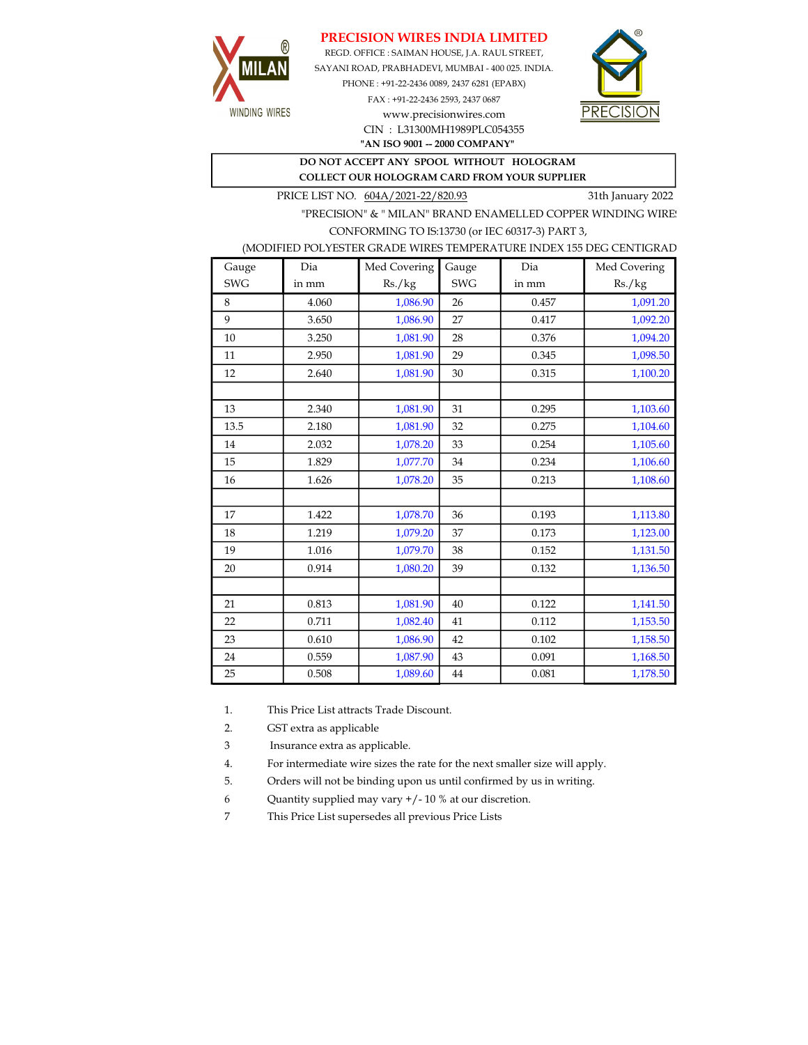# PRECISION WIRES INDIA LIMITED

REGD. OFFICE : SAIMAN HOUSE, J.A. RAUL STREET,
SAYANI ROAD, PRABHADEVI, MUMBAI - 400 025. INDIA.
PHONE : +91-22-2436 0089, 2437 6281 (EPABX)
FAX : +91-22-2436 2593, 2437 0687
www.precisionwires.com
CIN : L31300MH1989PLC054355
**"AN ISO 9001 -- 2000 COMPANY"**

**DO NOT ACCEPT ANY SPOOL WITHOUT HOLOGRAM**
**COLLECT OUR HOLOGRAM CARD FROM YOUR SUPPLIER**

PRICE LIST NO. 604A/2021-22/820.93 — 31th January 2022

"PRECISION" & " MILAN" BRAND ENAMELLED COPPER WINDING WIRES
CONFORMING TO IS:13730 (or IEC 60317-3) PART 3,
(MODIFIED POLYESTER GRADE WIRES TEMPERATURE INDEX 155 DEG CENTIGRADE

| Gauge SWG | Dia in mm | Med Covering Rs./kg | Gauge SWG | Dia in mm | Med Covering Rs./kg |
|---|---|---|---|---|---|
| 8 | 4.060 | 1,086.90 | 26 | 0.457 | 1,091.20 |
| 9 | 3.650 | 1,086.90 | 27 | 0.417 | 1,092.20 |
| 10 | 3.250 | 1,081.90 | 28 | 0.376 | 1,094.20 |
| 11 | 2.950 | 1,081.90 | 29 | 0.345 | 1,098.50 |
| 12 | 2.640 | 1,081.90 | 30 | 0.315 | 1,100.20 |
| | | | | | |
| 13 | 2.340 | 1,081.90 | 31 | 0.295 | 1,103.60 |
| 13.5 | 2.180 | 1,081.90 | 32 | 0.275 | 1,104.60 |
| 14 | 2.032 | 1,078.20 | 33 | 0.254 | 1,105.60 |
| 15 | 1.829 | 1,077.70 | 34 | 0.234 | 1,106.60 |
| 16 | 1.626 | 1,078.20 | 35 | 0.213 | 1,108.60 |
| | | | | | |
| 17 | 1.422 | 1,078.70 | 36 | 0.193 | 1,113.80 |
| 18 | 1.219 | 1,079.20 | 37 | 0.173 | 1,123.00 |
| 19 | 1.016 | 1,079.70 | 38 | 0.152 | 1,131.50 |
| 20 | 0.914 | 1,080.20 | 39 | 0.132 | 1,136.50 |
| | | | | | |
| 21 | 0.813 | 1,081.90 | 40 | 0.122 | 1,141.50 |
| 22 | 0.711 | 1,082.40 | 41 | 0.112 | 1,153.50 |
| 23 | 0.610 | 1,086.90 | 42 | 0.102 | 1,158.50 |
| 24 | 0.559 | 1,087.90 | 43 | 0.091 | 1,168.50 |
| 25 | 0.508 | 1,089.60 | 44 | 0.081 | 1,178.50 |

1. This Price List attracts Trade Discount.
2. GST extra as applicable
3. Insurance extra as applicable.
4. For intermediate wire sizes the rate for the next smaller size will apply.
5. Orders will not be binding upon us until confirmed by us in writing.
6. Quantity supplied may vary +/- 10 % at our discretion.
7. This Price List supersedes all previous Price Lists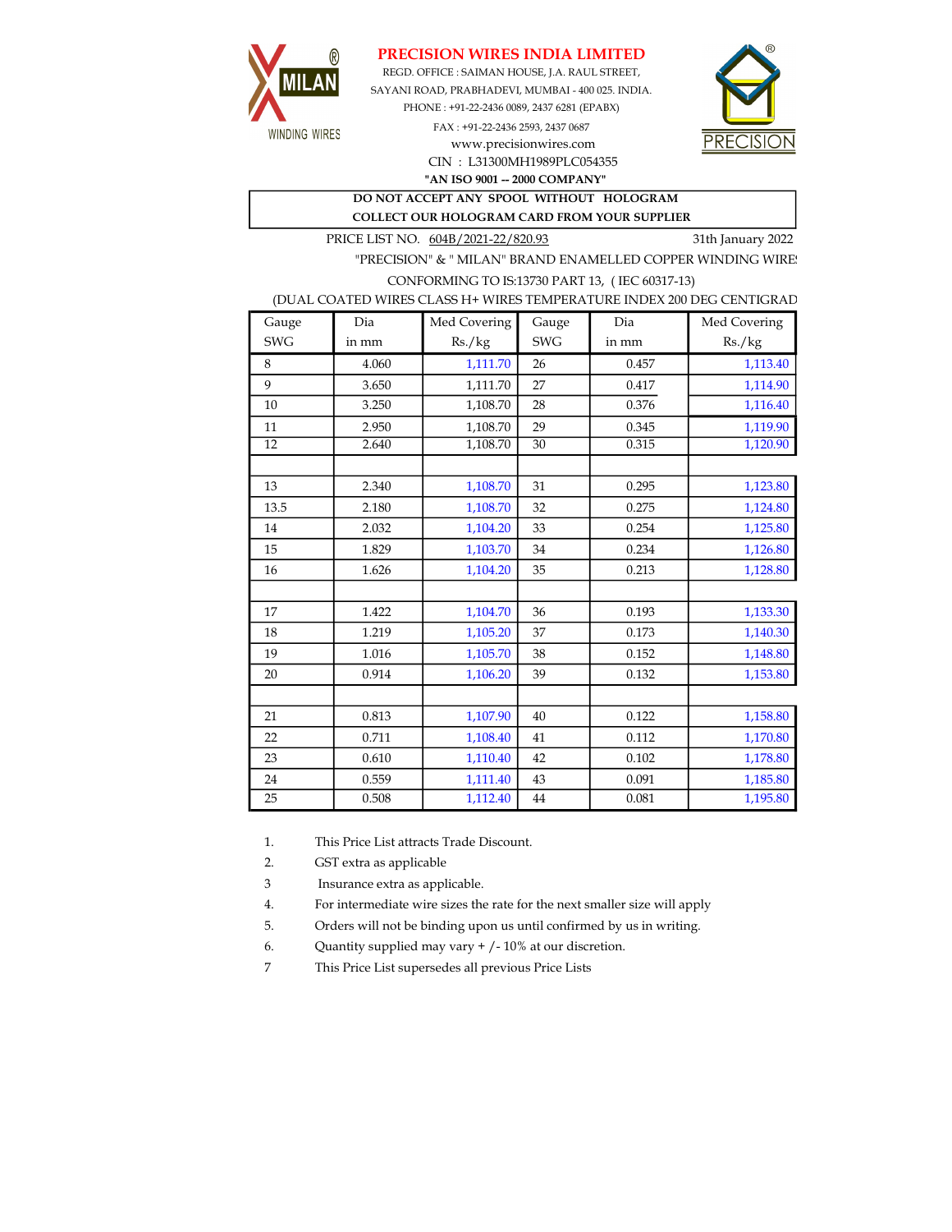# PRECISION WIRES INDIA LIMITED

REGD. OFFICE : SAIMAN HOUSE, J.A. RAUL STREET,
SAYANI ROAD, PRABHADEVI, MUMBAI - 400 025. INDIA.
PHONE : +91-22-2436 0089, 2437 6281 (EPABX)
FAX : +91-22-2436 2593, 2437 0687
www.precisionwires.com
CIN : L31300MH1989PLC054355

**"AN ISO 9001 -- 2000 COMPANY"**

**DO NOT ACCEPT ANY SPOOL WITHOUT HOLOGRAM**
**COLLECT OUR HOLOGRAM CARD FROM YOUR SUPPLIER**

PRICE LIST NO. 604B/2021-22/820.93 31th January 2022

"PRECISION" & " MILAN" BRAND ENAMELLED COPPER WINDING WIRES
CONFORMING TO IS:13730 PART 13, ( IEC 60317-13)
(DUAL COATED WIRES CLASS H+ WIRES TEMPERATURE INDEX 200 DEG CENTIGRADE

| Gauge SWG | Dia in mm | Med Covering Rs./kg | Gauge SWG | Dia in mm | Med Covering Rs./kg |
|---|---|---|---|---|---|
| 8 | 4.060 | 1,111.70 | 26 | 0.457 | 1,113.40 |
| 9 | 3.650 | 1,111.70 | 27 | 0.417 | 1,114.90 |
| 10 | 3.250 | 1,108.70 | 28 | 0.376 | 1,116.40 |
| 11 | 2.950 | 1,108.70 | 29 | 0.345 | 1,119.90 |
| 12 | 2.640 | 1,108.70 | 30 | 0.315 | 1,120.90 |
| | | | | | |
| 13 | 2.340 | 1,108.70 | 31 | 0.295 | 1,123.80 |
| 13.5 | 2.180 | 1,108.70 | 32 | 0.275 | 1,124.80 |
| 14 | 2.032 | 1,104.20 | 33 | 0.254 | 1,125.80 |
| 15 | 1.829 | 1,103.70 | 34 | 0.234 | 1,126.80 |
| 16 | 1.626 | 1,104.20 | 35 | 0.213 | 1,128.80 |
| | | | | | |
| 17 | 1.422 | 1,104.70 | 36 | 0.193 | 1,133.30 |
| 18 | 1.219 | 1,105.20 | 37 | 0.173 | 1,140.30 |
| 19 | 1.016 | 1,105.70 | 38 | 0.152 | 1,148.80 |
| 20 | 0.914 | 1,106.20 | 39 | 0.132 | 1,153.80 |
| | | | | | |
| 21 | 0.813 | 1,107.90 | 40 | 0.122 | 1,158.80 |
| 22 | 0.711 | 1,108.40 | 41 | 0.112 | 1,170.80 |
| 23 | 0.610 | 1,110.40 | 42 | 0.102 | 1,178.80 |
| 24 | 0.559 | 1,111.40 | 43 | 0.091 | 1,185.80 |
| 25 | 0.508 | 1,112.40 | 44 | 0.081 | 1,195.80 |

1. This Price List attracts Trade Discount.
2. GST extra as applicable
3 Insurance extra as applicable.
4. For intermediate wire sizes the rate for the next smaller size will apply
5. Orders will not be binding upon us until confirmed by us in writing.
6. Quantity supplied may vary + /- 10% at our discretion.
7 This Price List supersedes all previous Price Lists